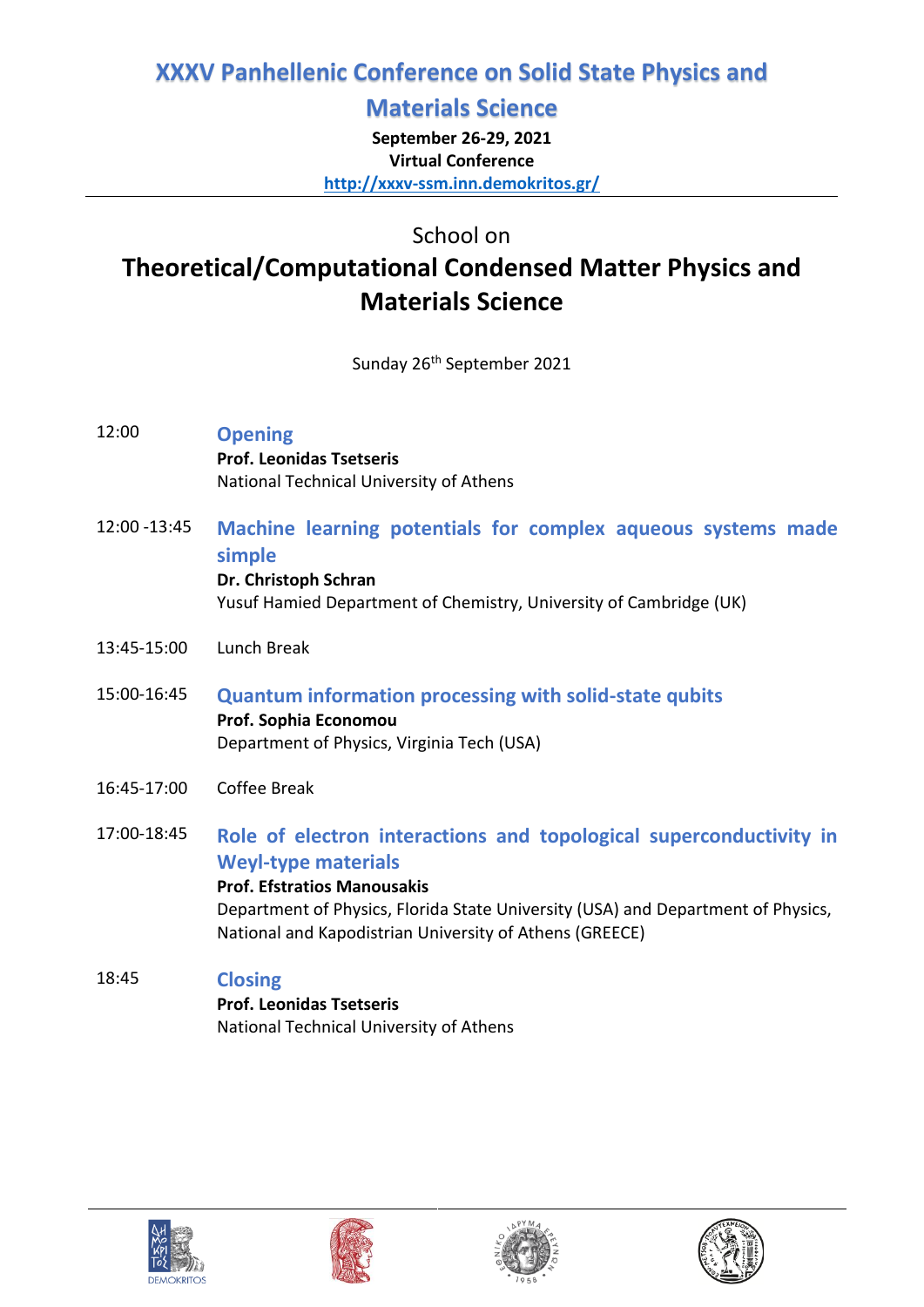# XXXV Panhellenic Conference on Solid State Physics and Materials Science

**September 26-29, 2021**
**Virtual Conference**
**http://xxxv-ssm.inn.demokritos.gr/**

---

School on

## Theoretical/Computational Condensed Matter Physics and Materials Science

Sunday 26th September 2021

12:00 — **Opening**
**Prof. Leonidas Tsetseris**
National Technical University of Athens

12:00 -13:45 — **Machine learning potentials for complex aqueous systems made simple**
**Dr. Christoph Schran**
Yusuf Hamied Department of Chemistry, University of Cambridge (UK)

13:45-15:00 — Lunch Break

15:00-16:45 — **Quantum information processing with solid-state qubits**
**Prof. Sophia Economou**
Department of Physics, Virginia Tech (USA)

16:45-17:00 — Coffee Break

17:00-18:45 — **Role of electron interactions and topological superconductivity in Weyl-type materials**
**Prof. Efstratios Manousakis**
Department of Physics, Florida State University (USA) and Department of Physics, National and Kapodistrian University of Athens (GREECE)

18:45 — **Closing**
**Prof. Leonidas Tsetseris**
National Technical University of Athens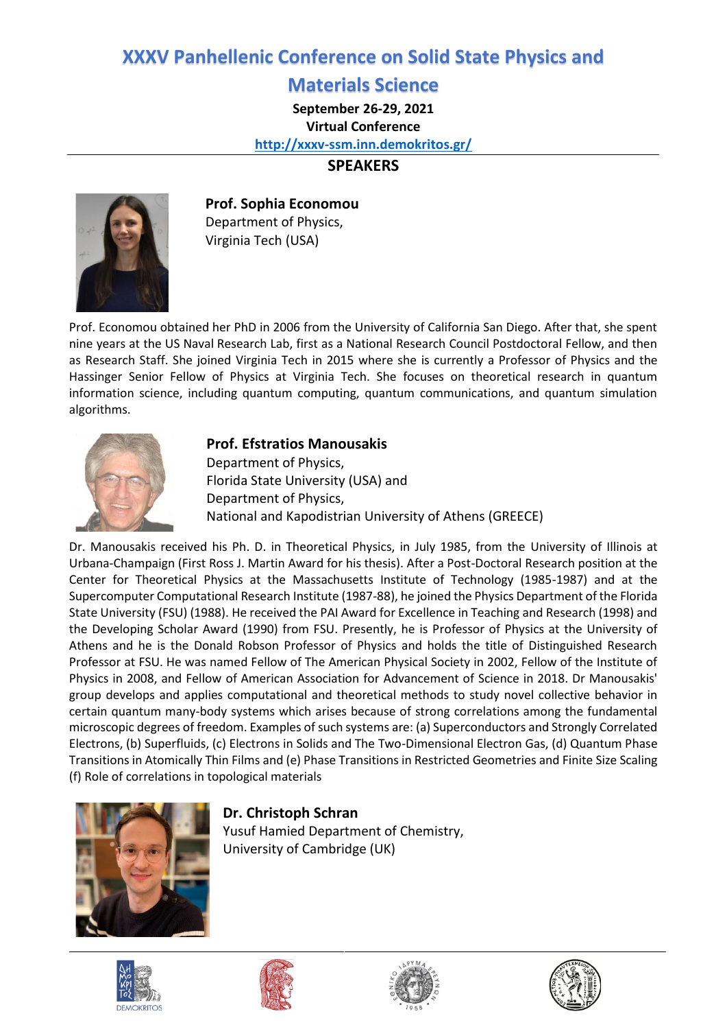# XXXV Panhellenic Conference on Solid State Physics and Materials Science

**September 26-29, 2021**
**Virtual Conference**
http://xxxv-ssm.inn.demokritos.gr/

## SPEAKERS

**Prof. Sophia Economou**
Department of Physics,
Virginia Tech (USA)

Prof. Economou obtained her PhD in 2006 from the University of California San Diego. After that, she spent nine years at the US Naval Research Lab, first as a National Research Council Postdoctoral Fellow, and then as Research Staff. She joined Virginia Tech in 2015 where she is currently a Professor of Physics and the Hassinger Senior Fellow of Physics at Virginia Tech. She focuses on theoretical research in quantum information science, including quantum computing, quantum communications, and quantum simulation algorithms.

**Prof. Efstratios Manousakis**
Department of Physics,
Florida State University (USA) and
Department of Physics,
National and Kapodistrian University of Athens (GREECE)

Dr. Manousakis received his Ph. D. in Theoretical Physics, in July 1985, from the University of Illinois at Urbana-Champaign (First Ross J. Martin Award for his thesis). After a Post-Doctoral Research position at the Center for Theoretical Physics at the Massachusetts Institute of Technology (1985-1987) and at the Supercomputer Computational Research Institute (1987-88), he joined the Physics Department of the Florida State University (FSU) (1988). He received the PAI Award for Excellence in Teaching and Research (1998) and the Developing Scholar Award (1990) from FSU. Presently, he is Professor of Physics at the University of Athens and he is the Donald Robson Professor of Physics and holds the title of Distinguished Research Professor at FSU. He was named Fellow of The American Physical Society in 2002, Fellow of the Institute of Physics in 2008, and Fellow of American Association for Advancement of Science in 2018. Dr Manousakis' group develops and applies computational and theoretical methods to study novel collective behavior in certain quantum many-body systems which arises because of strong correlations among the fundamental microscopic degrees of freedom. Examples of such systems are: (a) Superconductors and Strongly Correlated Electrons, (b) Superfluids, (c) Electrons in Solids and The Two-Dimensional Electron Gas, (d) Quantum Phase Transitions in Atomically Thin Films and (e) Phase Transitions in Restricted Geometries and Finite Size Scaling (f) Role of correlations in topological materials

**Dr. Christoph Schran**
Yusuf Hamied Department of Chemistry,
University of Cambridge (UK)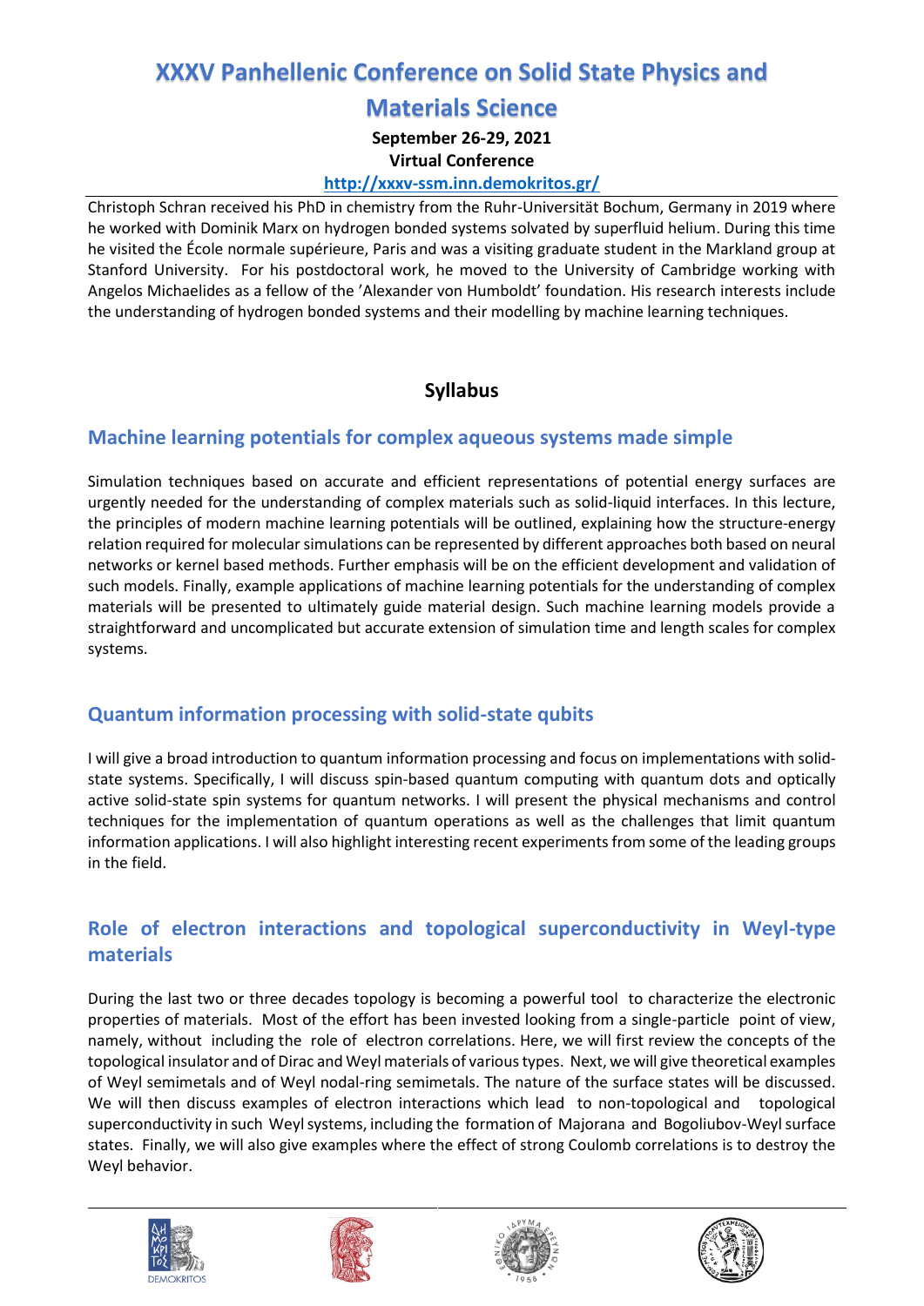Christoph Schran received his PhD in chemistry from the Ruhr-Universität Bochum, Germany in 2019 where he worked with Dominik Marx on hydrogen bonded systems solvated by superfluid helium. During this time he visited the École normale supérieure, Paris and was a visiting graduate student in the Markland group at Stanford University. For his postdoctoral work, he moved to the University of Cambridge working with Angelos Michaelides as a fellow of the 'Alexander von Humboldt' foundation. His research interests include the understanding of hydrogen bonded systems and their modelling by machine learning techniques.

## Syllabus

### Machine learning potentials for complex aqueous systems made simple

Simulation techniques based on accurate and efficient representations of potential energy surfaces are urgently needed for the understanding of complex materials such as solid-liquid interfaces. In this lecture, the principles of modern machine learning potentials will be outlined, explaining how the structure-energy relation required for molecular simulations can be represented by different approaches both based on neural networks or kernel based methods. Further emphasis will be on the efficient development and validation of such models. Finally, example applications of machine learning potentials for the understanding of complex materials will be presented to ultimately guide material design. Such machine learning models provide a straightforward and uncomplicated but accurate extension of simulation time and length scales for complex systems.

### Quantum information processing with solid-state qubits

I will give a broad introduction to quantum information processing and focus on implementations with solid-state systems. Specifically, I will discuss spin-based quantum computing with quantum dots and optically active solid-state spin systems for quantum networks. I will present the physical mechanisms and control techniques for the implementation of quantum operations as well as the challenges that limit quantum information applications. I will also highlight interesting recent experiments from some of the leading groups in the field.

### Role of electron interactions and topological superconductivity in Weyl-type materials

During the last two or three decades topology is becoming a powerful tool to characterize the electronic properties of materials. Most of the effort has been invested looking from a single-particle point of view, namely, without including the role of electron correlations. Here, we will first review the concepts of the topological insulator and of Dirac and Weyl materials of various types. Next, we will give theoretical examples of Weyl semimetals and of Weyl nodal-ring semimetals. The nature of the surface states will be discussed. We will then discuss examples of electron interactions which lead to non-topological and topological superconductivity in such Weyl systems, including the formation of Majorana and Bogoliubov-Weyl surface states. Finally, we will also give examples where the effect of strong Coulomb correlations is to destroy the Weyl behavior.